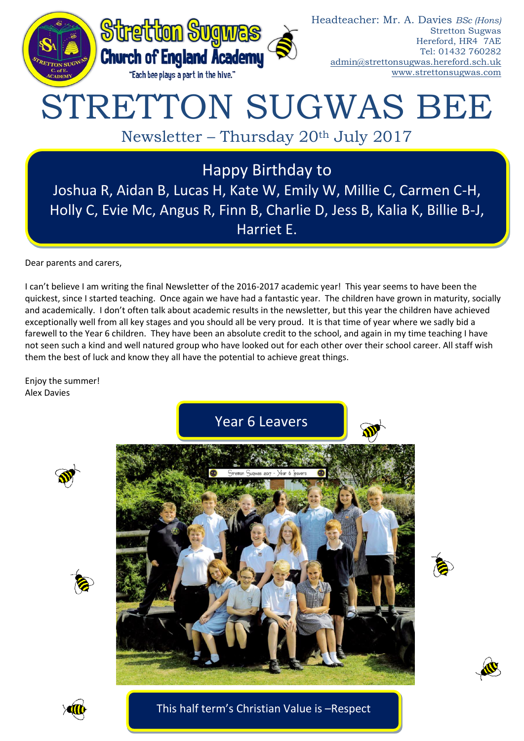Stretton Sugwas Church of England Academy

"Each bee plays a part in the hive."

Headteacher: Mr. A. Davies *BSc (Hons)*
Stretton Sugwas
Hereford, HR4 7AE
Tel: 01432 760282
admin@strettonsugwas.hereford.sch.uk
www.strettonsugwas.com

# STRETTON SUGWAS BEE

Newsletter – Thursday 20th July 2017

## Happy Birthday to

Joshua R, Aidan B, Lucas H, Kate W, Emily W, Millie C, Carmen C-H, Holly C, Evie Mc, Angus R, Finn B, Charlie D, Jess B, Kalia K, Billie B-J, Harriet E.

Dear parents and carers,

I can't believe I am writing the final Newsletter of the 2016-2017 academic year! This year seems to have been the quickest, since I started teaching. Once again we have had a fantastic year. The children have grown in maturity, socially and academically. I don't often talk about academic results in the newsletter, but this year the children have achieved exceptionally well from all key stages and you should all be very proud. It is that time of year where we sadly bid a farewell to the Year 6 children. They have been an absolute credit to the school, and again in my time teaching I have not seen such a kind and well natured group who have looked out for each other over their school career. All staff wish them the best of luck and know they all have the potential to achieve great things.

Enjoy the summer!
Alex Davies

## Year 6 Leavers

Stretton Sugwas 2017 - Year 6 leavers

## This half term's Christian Value is –Respect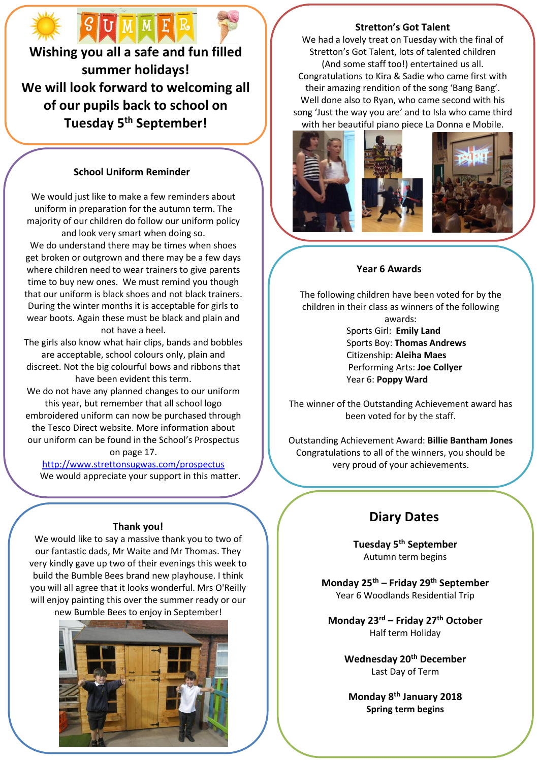# SUMMER

**Wishing you all a safe and fun filled summer holidays!**
**We will look forward to welcoming all of our pupils back to school on Tuesday 5th September!**

### School Uniform Reminder

We would just like to make a few reminders about uniform in preparation for the autumn term. The majority of our children do follow our uniform policy and look very smart when doing so.
We do understand that there may be times when shoes get broken or outgrown and there may be a few days where children need to wear trainers to give parents time to buy new ones. We must remind you though that our uniform is black shoes and not black trainers. During the winter months it is acceptable for girls to wear boots. Again these must be black and plain and not have a heel.
The girls also know what hair clips, bands and bobbles are acceptable, school colours only, plain and discreet. Not the big colourful bows and ribbons that have been evident this term.
We do not have any planned changes to our uniform this year, but remember that all school logo embroidered uniform can now be purchased through the Tesco Direct website. More information about our uniform can be found in the School's Prospectus on page 17.
http://www.strettonsugwas.com/prospectus
We would appreciate your support in this matter.

### Thank you!

We would like to say a massive thank you to two of our fantastic dads, Mr Waite and Mr Thomas. They very kindly gave up two of their evenings this week to build the Bumble Bees brand new playhouse. I think you will all agree that it looks wonderful. Mrs O'Reilly will enjoy painting this over the summer ready or our new Bumble Bees to enjoy in September!

### Stretton's Got Talent

We had a lovely treat on Tuesday with the final of Stretton's Got Talent, lots of talented children (And some staff too!) entertained us all. Congratulations to Kira & Sadie who came first with their amazing rendition of the song 'Bang Bang'. Well done also to Ryan, who came second with his song 'Just the way you are' and to Isla who came third with her beautiful piano piece La Donna e Mobile.

### Year 6 Awards

The following children have been voted for by the children in their class as winners of the following awards:

Sports Girl: **Emily Land**
Sports Boy: **Thomas Andrews**
Citizenship: **Aleiha Maes**
Performing Arts: **Joe Collyer**
Year 6: **Poppy Ward**

The winner of the Outstanding Achievement award has been voted for by the staff.

Outstanding Achievement Award: **Billie Bantham Jones**
Congratulations to all of the winners, you should be very proud of your achievements.

## Diary Dates

**Tuesday 5th September**
Autumn term begins

**Monday 25th – Friday 29th September**
Year 6 Woodlands Residential Trip

**Monday 23rd – Friday 27th October**
Half term Holiday

**Wednesday 20th December**
Last Day of Term

**Monday 8th January 2018**
**Spring term begins**